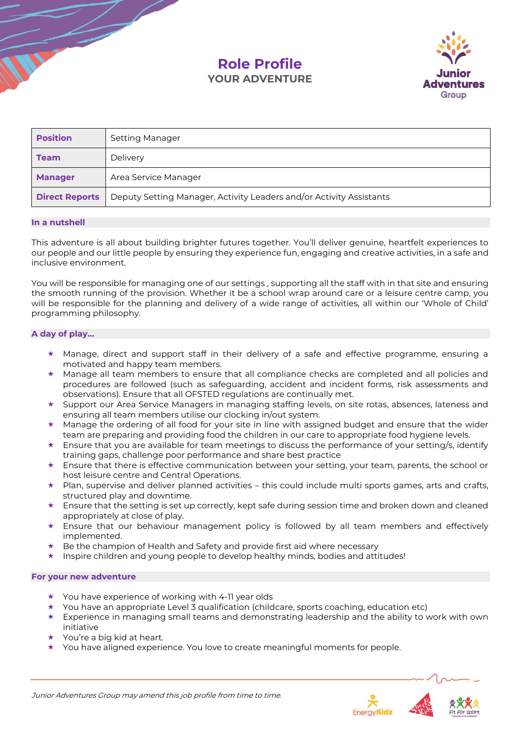# Role Profile

## YOUR ADVENTURE

| Position | Setting Manager |
|---|---|
| Team | Delivery |
| Manager | Area Service Manager |
| Direct Reports | Deputy Setting Manager, Activity Leaders and/or Activity Assistants |

### In a nutshell

This adventure is all about building brighter futures together. You'll deliver genuine, heartfelt experiences to our people and our little people by ensuring they experience fun, engaging and creative activities, in a safe and inclusive environment.

You will be responsible for managing one of our settings , supporting all the staff with in that site and ensuring the smooth running of the provision. Whether it be a school wrap around care or a leisure centre camp, you will be responsible for the planning and delivery of a wide range of activities, all within our 'Whole of Child' programming philosophy.

### A day of play…

- ★ Manage, direct and support staff in their delivery of a safe and effective programme, ensuring a motivated and happy team members.
- ★ Manage all team members to ensure that all compliance checks are completed and all policies and procedures are followed (such as safeguarding, accident and incident forms, risk assessments and observations). Ensure that all OFSTED regulations are continually met.
- ★ Support our Area Service Managers in managing staffing levels, on site rotas, absences, lateness and ensuring all team members utilise our clocking in/out system.
- ★ Manage the ordering of all food for your site in line with assigned budget and ensure that the wider team are preparing and providing food the children in our care to appropriate food hygiene levels.
- ★ Ensure that you are available for team meetings to discuss the performance of your setting/s, identify training gaps, challenge poor performance and share best practice
- ★ Ensure that there is effective communication between your setting, your team, parents, the school or host leisure centre and Central Operations.
- ★ Plan, supervise and deliver planned activities – this could include multi sports games, arts and crafts, structured play and downtime.
- ★ Ensure that the setting is set up correctly, kept safe during session time and broken down and cleaned appropriately at close of play.
- ★ Ensure that our behaviour management policy is followed by all team members and effectively implemented.
- ★ Be the champion of Health and Safety and provide first aid where necessary
- ★ Inspire children and young people to develop healthy minds, bodies and attitudes!

### For your new adventure

- ★ You have experience of working with 4-11 year olds
- ★ You have an appropriate Level 3 qualification (childcare, sports coaching, education etc)
- ★ Experience in managing small teams and demonstrating leadership and the ability to work with own initiative
- ★ You're a big kid at heart.
- ★ You have aligned experience. You love to create meaningful moments for people.

*Junior Adventures Group may amend this job profile from time to time.*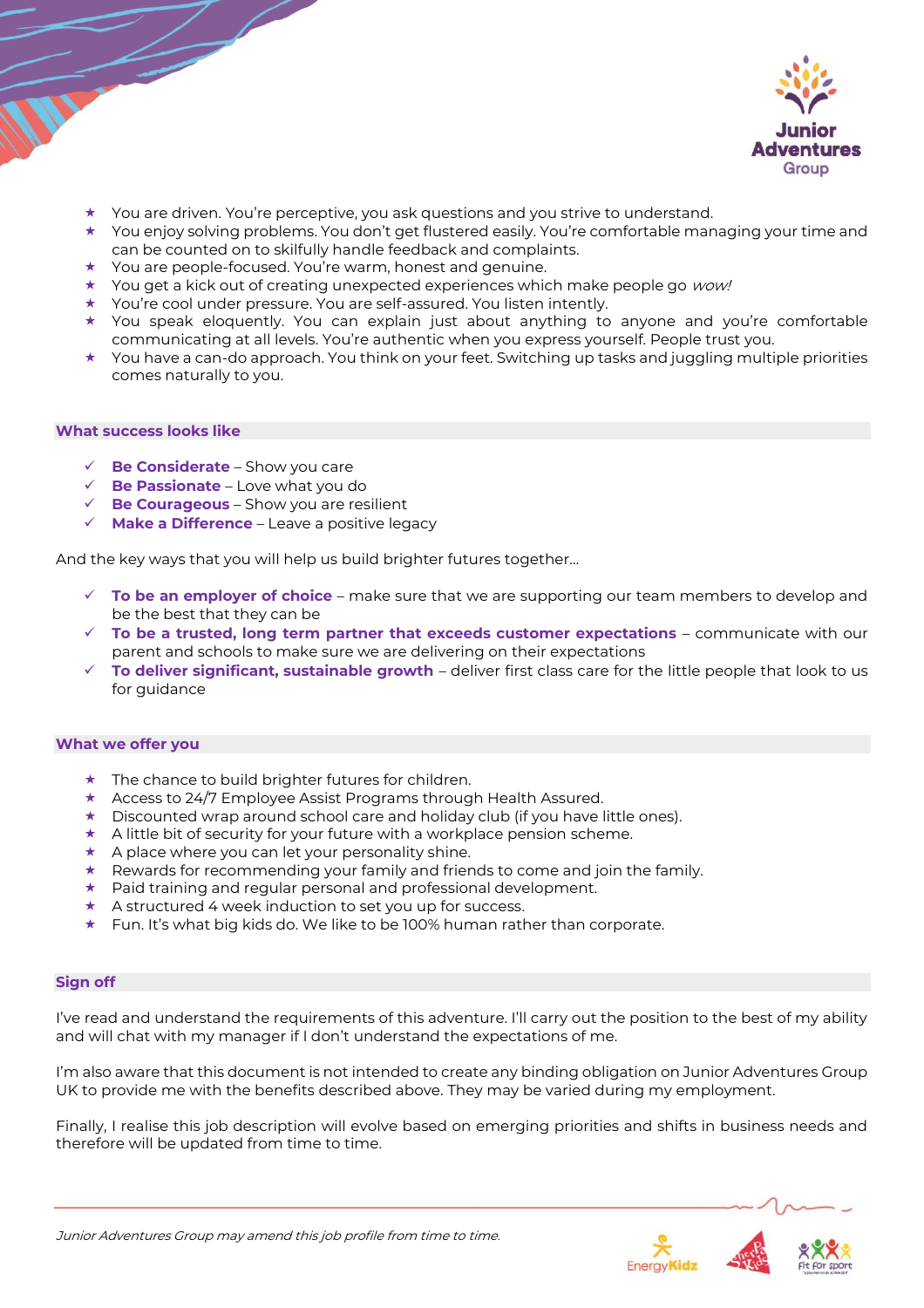- ★ You are driven. You're perceptive, you ask questions and you strive to understand.
- ★ You enjoy solving problems. You don't get flustered easily. You're comfortable managing your time and can be counted on to skilfully handle feedback and complaints.
- ★ You are people-focused. You're warm, honest and genuine.
- ★ You get a kick out of creating unexpected experiences which make people go *wow!*
- ★ You're cool under pressure. You are self-assured. You listen intently.
- ★ You speak eloquently. You can explain just about anything to anyone and you're comfortable communicating at all levels. You're authentic when you express yourself. People trust you.
- ★ You have a can-do approach. You think on your feet. Switching up tasks and juggling multiple priorities comes naturally to you.

## What success looks like

- ✓ **Be Considerate** – Show you care
- ✓ **Be Passionate** – Love what you do
- ✓ **Be Courageous** – Show you are resilient
- ✓ **Make a Difference** – Leave a positive legacy

And the key ways that you will help us build brighter futures together…

- ✓ **To be an employer of choice** – make sure that we are supporting our team members to develop and be the best that they can be
- ✓ **To be a trusted, long term partner that exceeds customer expectations** – communicate with our parent and schools to make sure we are delivering on their expectations
- ✓ **To deliver significant, sustainable growth** – deliver first class care for the little people that look to us for guidance

## What we offer you

- ★ The chance to build brighter futures for children.
- ★ Access to 24/7 Employee Assist Programs through Health Assured.
- ★ Discounted wrap around school care and holiday club (if you have little ones).
- ★ A little bit of security for your future with a workplace pension scheme.
- ★ A place where you can let your personality shine.
- ★ Rewards for recommending your family and friends to come and join the family.
- ★ Paid training and regular personal and professional development.
- ★ A structured 4 week induction to set you up for success.
- ★ Fun. It's what big kids do. We like to be 100% human rather than corporate.

## Sign off

I've read and understand the requirements of this adventure. I'll carry out the position to the best of my ability and will chat with my manager if I don't understand the expectations of me.

I'm also aware that this document is not intended to create any binding obligation on Junior Adventures Group UK to provide me with the benefits described above. They may be varied during my employment.

Finally, I realise this job description will evolve based on emerging priorities and shifts in business needs and therefore will be updated from time to time.

*Junior Adventures Group may amend this job profile from time to time.*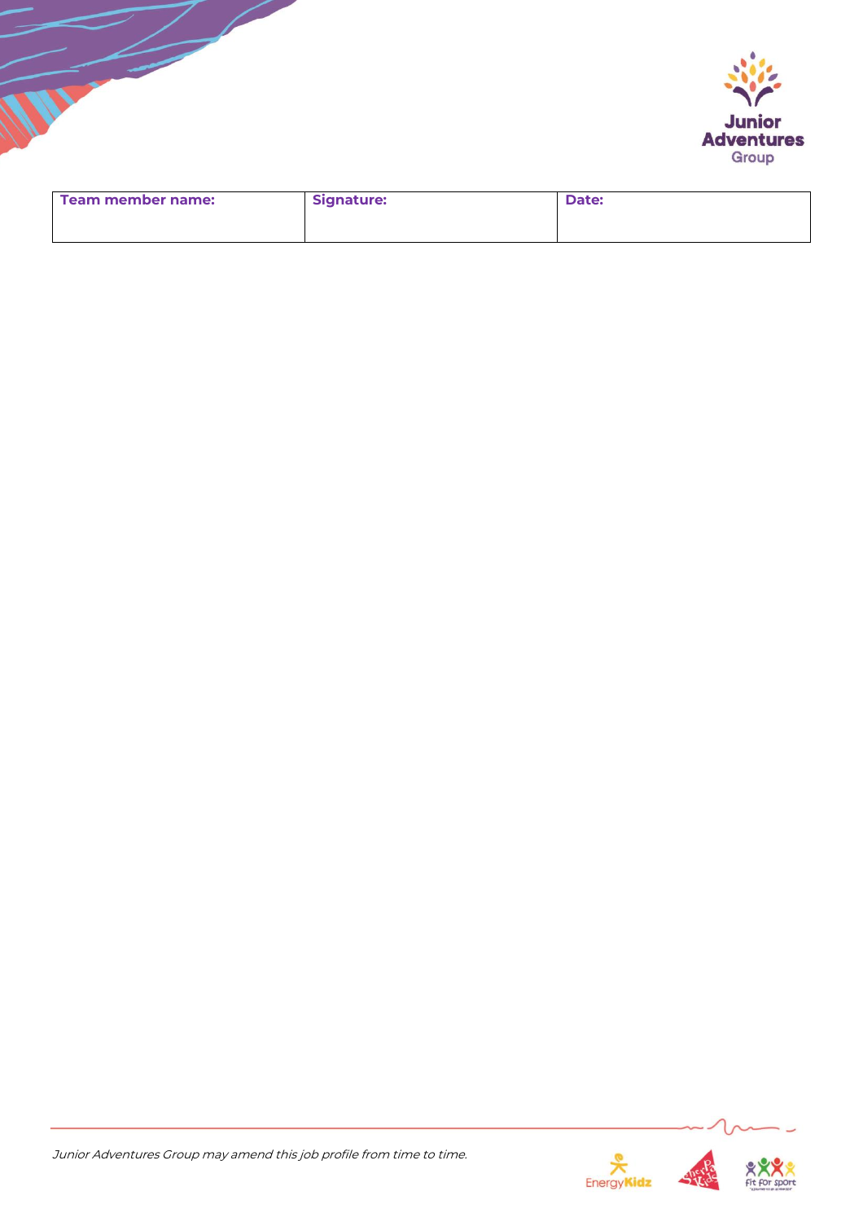| Team member name: | Signature: | Date: |
| --- | --- | --- |
| | | |

*Junior Adventures Group may amend this job profile from time to time.*